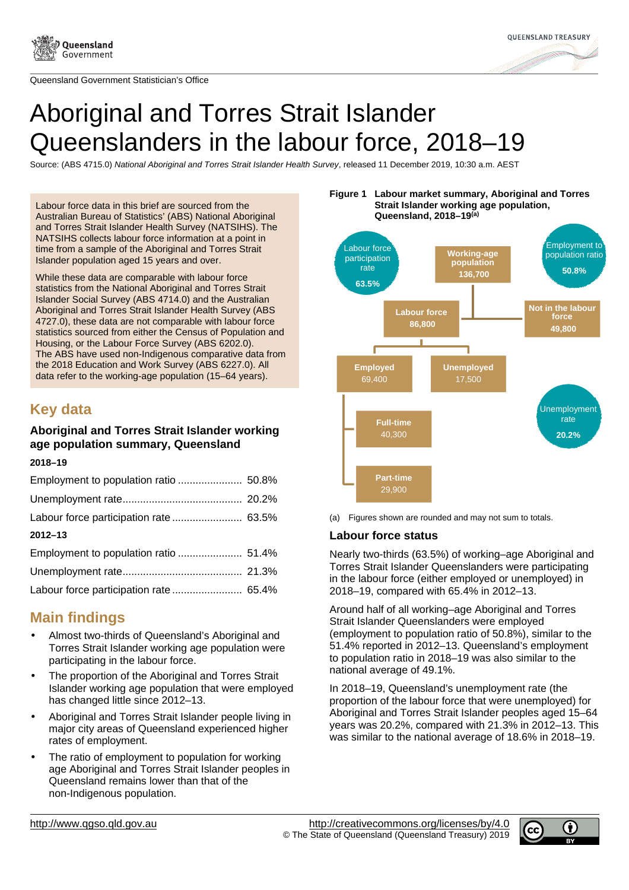Queensland Government Statistician's Office

# Aboriginal and Torres Strait Islander Queenslanders in the labour force, 2018–19

Source: (ABS 4715.0) *National Aboriginal and Torres Strait Islander Health Survey*, released 11 December 2019, 10:30 a.m. AEST

Labour force data in this brief are sourced from the Australian Bureau of Statistics' (ABS) National Aboriginal and Torres Strait Islander Health Survey (NATSIHS). The NATSIHS collects labour force information at a point in time from a sample of the Aboriginal and Torres Strait Islander population aged 15 years and over.

While these data are comparable with labour force statistics from the National Aboriginal and Torres Strait Islander Social Survey (ABS 4714.0) and the Australian Aboriginal and Torres Strait Islander Health Survey (ABS 4727.0), these data are not comparable with labour force statistics sourced from either the Census of Population and Housing, or the Labour Force Survey (ABS 6202.0). The ABS have used non-Indigenous comparative data from the 2018 Education and Work Survey (ABS 6227.0). All data refer to the working-age population (15–64 years).

## Key data

### Aboriginal and Torres Strait Islander working age population summary, Queensland

**2018–19**

| | |
|---|---|
| Employment to population ratio | 50.8% |
| Unemployment rate | 20.2% |
| Labour force participation rate | 63.5% |

**2012–13**

| | |
|---|---|
| Employment to population ratio | 51.4% |
| Unemployment rate | 21.3% |
| Labour force participation rate | 65.4% |

## Main findings

- Almost two-thirds of Queensland's Aboriginal and Torres Strait Islander working age population were participating in the labour force.
- The proportion of the Aboriginal and Torres Strait Islander working age population that were employed has changed little since 2012–13.
- Aboriginal and Torres Strait Islander people living in major city areas of Queensland experienced higher rates of employment.
- The ratio of employment to population for working age Aboriginal and Torres Strait Islander peoples in Queensland remains lower than that of the non-Indigenous population.

**Figure 1 Labour market summary, Aboriginal and Torres Strait Islander working age population, Queensland, 2018–19[(a)]**

- Working-age population: 136,700
  - Labour force: 86,800
    - Employed: 69,400
      - Full-time: 40,300
      - Part-time: 29,900
    - Unemployed: 17,500
  - Not in the labour force: 49,800
- Labour force participation rate: 63.5%
- Employment to population ratio: 50.8%
- Unemployment rate: 20.2%

(a) Figures shown are rounded and may not sum to totals.

### Labour force status

Nearly two-thirds (63.5%) of working–age Aboriginal and Torres Strait Islander Queenslanders were participating in the labour force (either employed or unemployed) in 2018–19, compared with 65.4% in 2012–13.

Around half of all working–age Aboriginal and Torres Strait Islander Queenslanders were employed (employment to population ratio of 50.8%), similar to the 51.4% reported in 2012–13. Queensland's employment to population ratio in 2018–19 was also similar to the national average of 49.1%.

In 2018–19, Queensland's unemployment rate (the proportion of the labour force that were unemployed) for Aboriginal and Torres Strait Islander peoples aged 15–64 years was 20.2%, compared with 21.3% in 2012–13. This was similar to the national average of 18.6% in 2018–19.

http://www.qgso.qld.gov.au

http://creativecommons.org/licenses/by/4.0
© The State of Queensland (Queensland Treasury) 2019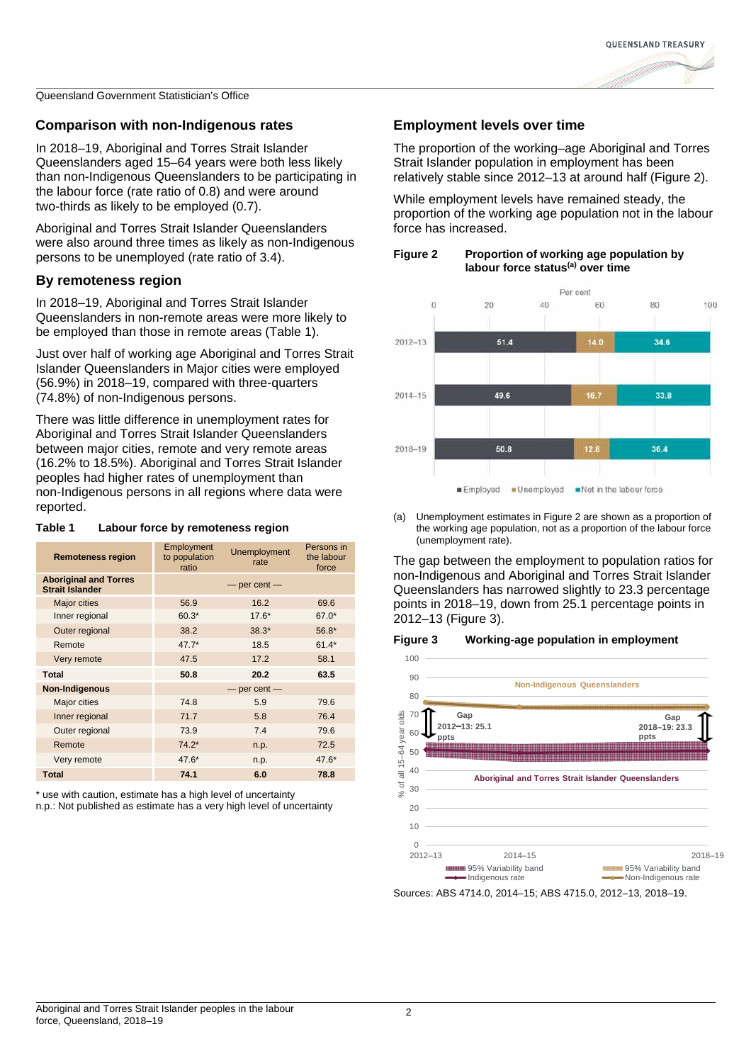Queensland Government Statistician's Office

## Comparison with non-Indigenous rates

In 2018–19, Aboriginal and Torres Strait Islander Queenslanders aged 15–64 years were both less likely than non-Indigenous Queenslanders to be participating in the labour force (rate ratio of 0.8) and were around two-thirds as likely to be employed (0.7).

Aboriginal and Torres Strait Islander Queenslanders were also around three times as likely as non-Indigenous persons to be unemployed (rate ratio of 3.4).

## By remoteness region

In 2018–19, Aboriginal and Torres Strait Islander Queenslanders in non-remote areas were more likely to be employed than those in remote areas (Table 1).

Just over half of working age Aboriginal and Torres Strait Islander Queenslanders in Major cities were employed (56.9%) in 2018–19, compared with three-quarters (74.8%) of non-Indigenous persons.

There was little difference in unemployment rates for Aboriginal and Torres Strait Islander Queenslanders between major cities, remote and very remote areas (16.2% to 18.5%). Aboriginal and Torres Strait Islander peoples had higher rates of unemployment than non-Indigenous persons in all regions where data were reported.

**Table 1 Labour force by remoteness region**

| Remoteness region | Employment to population ratio | Unemployment rate | Persons in the labour force |
|---|---|---|---|
| **Aboriginal and Torres Strait Islander** | | — per cent — | |
| Major cities | 56.9 | 16.2 | 69.6 |
| Inner regional | 60.3* | 17.6* | 67.0* |
| Outer regional | 38.2 | 38.3* | 56.8* |
| Remote | 47.7* | 18.5 | 61.4* |
| Very remote | 47.5 | 17.2 | 58.1 |
| **Total** | **50.8** | **20.2** | **63.5** |
| **Non-Indigenous** | | — per cent — | |
| Major cities | 74.8 | 5.9 | 79.6 |
| Inner regional | 71.7 | 5.8 | 76.4 |
| Outer regional | 73.9 | 7.4 | 79.6 |
| Remote | 74.2* | n.p. | 72.5 |
| Very remote | 47.6* | n.p. | 47.6* |
| **Total** | **74.1** | **6.0** | **78.8** |

\* use with caution, estimate has a high level of uncertainty
n.p.: Not published as estimate has a very high level of uncertainty

## Employment levels over time

The proportion of the working–age Aboriginal and Torres Strait Islander population in employment has been relatively stable since 2012–13 at around half (Figure 2).

While employment levels have remained steady, the proportion of the working age population not in the labour force has increased.

**Figure 2 Proportion of working age population by labour force status[(a)] over time**

Per cent
0 20 40 60 80 100
2012–13: 51.4, 14.0, 34.6
2014–15: 49.6, 16.7, 33.8
2018–19: 50.8, 12.8, 36.4
Employed Unemployed Not in the labour force

(a) Unemployment estimates in Figure 2 are shown as a proportion of the working age population, not as a proportion of the labour force (unemployment rate).

The gap between the employment to population ratios for non-Indigenous and Aboriginal and Torres Strait Islander Queenslanders has narrowed slightly to 23.3 percentage points in 2018–19, down from 25.1 percentage points in 2012–13 (Figure 3).

**Figure 3 Working-age population in employment**

% of all 15–64 year olds
0 10 20 30 40 50 60 70 80 90 100
Non-Indigenous Queenslanders
Gap 2012–13: 25.1 ppts
Gap 2018–19: 23.3 ppts
Aboriginal and Torres Strait Islander Queenslanders
2012–13 2014–15 2018–19
95% Variability band
Indigenous rate
95% Variability band
Non-Indigenous rate

Sources: ABS 4714.0, 2014–15; ABS 4715.0, 2012–13, 2018–19.